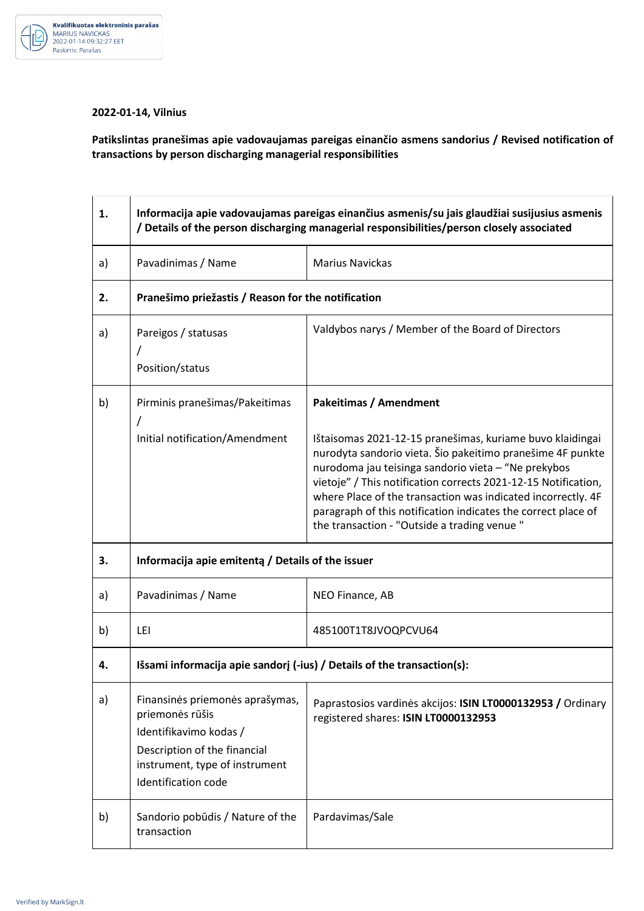Kvalifikuotas elektroninis parašas
MARIUS NAVICKAS
2022-01-14 09:32:27 EET
Paskirtis: Parašas

**2022-01-14, Vilnius**

**Patikslintas pranešimas apie vadovaujamas pareigas einančio asmens sandorius / Revised notification of transactions by person discharging managerial responsibilities**

| | | |
|---|---|---|
| **1.** | **Informacija apie vadovaujamas pareigas einančius asmenis/su jais glaudžiai susijusius asmenis / Details of the person discharging managerial responsibilities/person closely associated** | |
| a) | Pavadinimas / Name | Marius Navickas |
| **2.** | **Pranešimo priežastis / Reason for the notification** | |
| a) | Pareigos / statusas / Position/status | Valdybos narys / Member of the Board of Directors |
| b) | Pirminis pranešimas/Pakeitimas / Initial notification/Amendment | **Pakeitimas / Amendment**<br><br>Ištaisomas 2021-12-15 pranešimas, kuriame buvo klaidingai nurodyta sandorio vieta. Šio pakeitimo pranešime 4F punkte nurodoma jau teisinga sandorio vieta – "Ne prekybos vietoje" / This notification corrects 2021-12-15 Notification, where Place of the transaction was indicated incorrectly. 4F paragraph of this notification indicates the correct place of the transaction - "Outside a trading venue " |
| **3.** | **Informacija apie emitentą / Details of the issuer** | |
| a) | Pavadinimas / Name | NEO Finance, AB |
| b) | LEI | 485100T1T8JVOQPCVU64 |
| **4.** | **Išsami informacija apie sandorį (-ius) / Details of the transaction(s):** | |
| a) | Finansinės priemonės aprašymas, priemonės rūšis<br>Identifikavimo kodas /<br>Description of the financial instrument, type of instrument<br>Identification code | Paprastosios vardinės akcijos: **ISIN LT0000132953 /** Ordinary registered shares: **ISIN LT0000132953** |
| b) | Sandorio pobūdis / Nature of the transaction | Pardavimas/Sale |

Verified by MarkSign.lt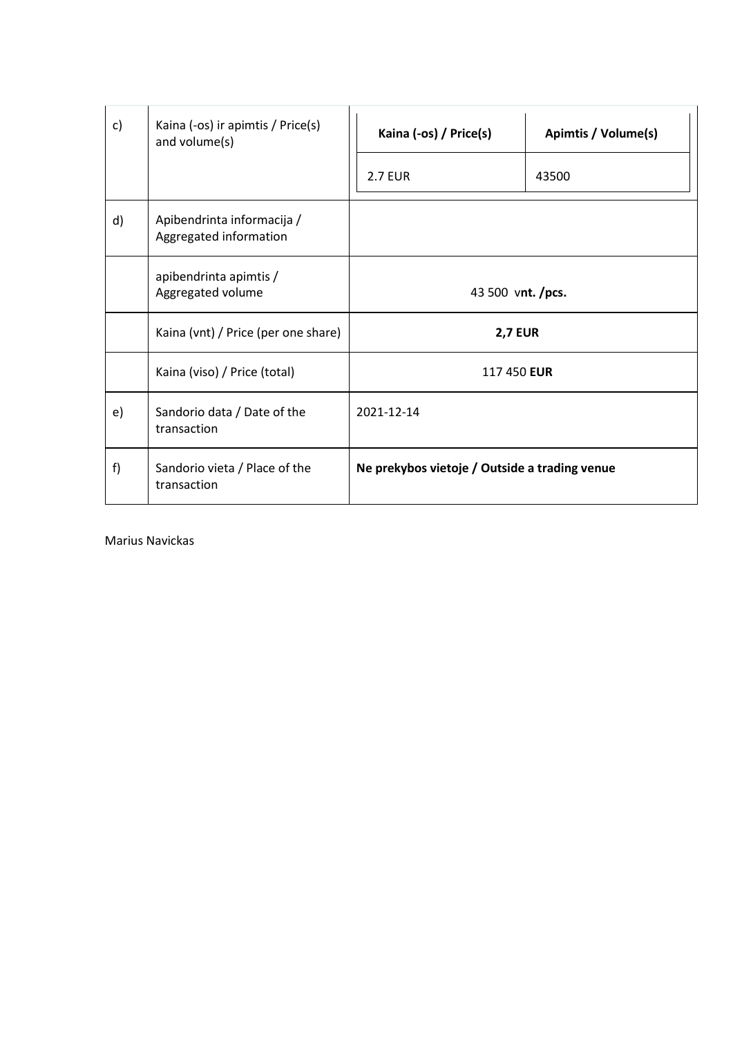| | | | |
|---|---|---|---|
| c) | Kaina (-os) ir apimtis / Price(s) and volume(s) | **Kaina (-os) / Price(s)** | **Apimtis / Volume(s)** |
| | | 2.7 EUR | 43500 |
| d) | Apibendrinta informacija / Aggregated information | | |
| | apibendrinta apimtis / Aggregated volume | 43 500 v**nt. /pcs.** | |
| | Kaina (vnt) / Price (per one share) | **2,7 EUR** | |
| | Kaina (viso) / Price (total) | 117 450 **EUR** | |
| e) | Sandorio data / Date of the transaction | 2021-12-14 | |
| f) | Sandorio vieta / Place of the transaction | **Ne prekybos vietoje / Outside a trading venue** | |

Marius Navickas